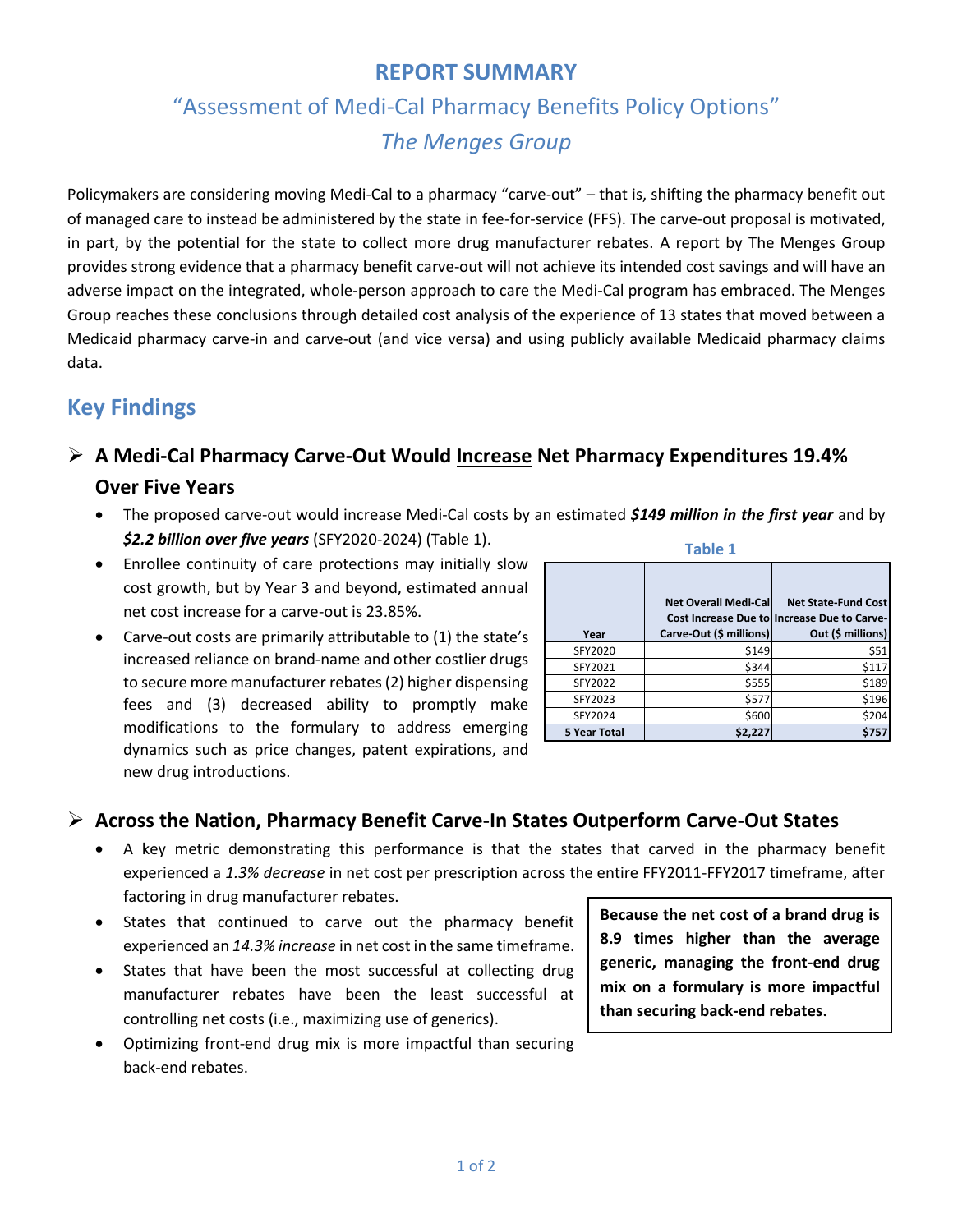# REPORT SUMMARY

## "Assessment of Medi-Cal Pharmacy Benefits Policy Options"

### *The Menges Group*

Policymakers are considering moving Medi-Cal to a pharmacy "carve-out" – that is, shifting the pharmacy benefit out of managed care to instead be administered by the state in fee-for-service (FFS). The carve-out proposal is motivated, in part, by the potential for the state to collect more drug manufacturer rebates. A report by The Menges Group provides strong evidence that a pharmacy benefit carve-out will not achieve its intended cost savings and will have an adverse impact on the integrated, whole-person approach to care the Medi-Cal program has embraced. The Menges Group reaches these conclusions through detailed cost analysis of the experience of 13 states that moved between a Medicaid pharmacy carve-in and carve-out (and vice versa) and using publicly available Medicaid pharmacy claims data.

## Key Findings

### A Medi-Cal Pharmacy Carve-Out Would <u>Increase</u> Net Pharmacy Expenditures 19.4% Over Five Years

- The proposed carve-out would increase Medi-Cal costs by an estimated ***$149 million in the first year*** and by ***$2.2 billion over five years*** (SFY2020-2024) (Table 1).
- Enrollee continuity of care protections may initially slow cost growth, but by Year 3 and beyond, estimated annual net cost increase for a carve-out is 23.85%.
- Carve-out costs are primarily attributable to (1) the state's increased reliance on brand-name and other costlier drugs to secure more manufacturer rebates (2) higher dispensing fees and (3) decreased ability to promptly make modifications to the formulary to address emerging dynamics such as price changes, patent expirations, and new drug introductions.

**Table 1**

| Year | Net Overall Medi-Cal Cost Increase Due to Carve-Out ($ millions) | Net State-Fund Cost Increase Due to Carve-Out ($ millions) |
|---|---|---|
| SFY2020 | $149 | $51 |
| SFY2021 | $344 | $117 |
| SFY2022 | $555 | $189 |
| SFY2023 | $577 | $196 |
| SFY2024 | $600 | $204 |
| **5 Year Total** | **$2,227** | **$757** |

### Across the Nation, Pharmacy Benefit Carve-In States Outperform Carve-Out States

- A key metric demonstrating this performance is that the states that carved in the pharmacy benefit experienced a *1.3% decrease* in net cost per prescription across the entire FFY2011-FFY2017 timeframe, after factoring in drug manufacturer rebates.
- States that continued to carve out the pharmacy benefit experienced an *14.3% increase* in net cost in the same timeframe.
- States that have been the most successful at collecting drug manufacturer rebates have been the least successful at controlling net costs (i.e., maximizing use of generics).
- Optimizing front-end drug mix is more impactful than securing back-end rebates.

**Because the net cost of a brand drug is 8.9 times higher than the average generic, managing the front-end drug mix on a formulary is more impactful than securing back-end rebates.**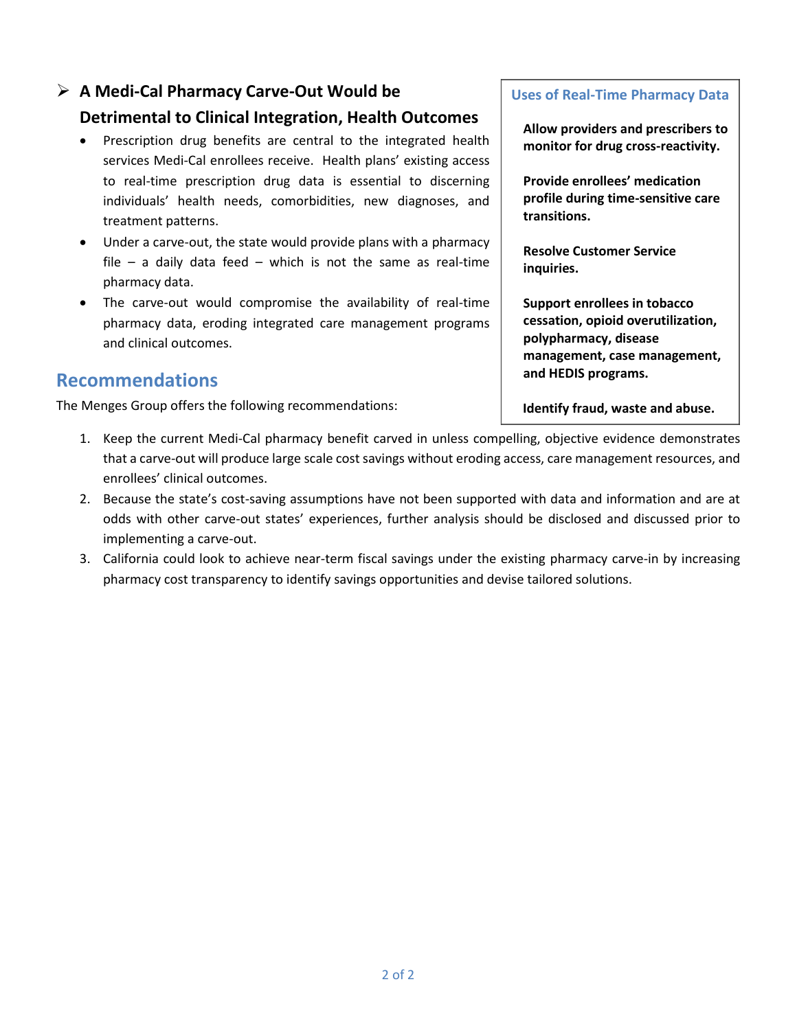## ➢ A Medi-Cal Pharmacy Carve-Out Would be Detrimental to Clinical Integration, Health Outcomes

- Prescription drug benefits are central to the integrated health services Medi-Cal enrollees receive. Health plans' existing access to real-time prescription drug data is essential to discerning individuals' health needs, comorbidities, new diagnoses, and treatment patterns.
- Under a carve-out, the state would provide plans with a pharmacy file – a daily data feed – which is not the same as real-time pharmacy data.
- The carve-out would compromise the availability of real-time pharmacy data, eroding integrated care management programs and clinical outcomes.

### Uses of Real-Time Pharmacy Data

**Allow providers and prescribers to monitor for drug cross-reactivity.**

**Provide enrollees' medication profile during time-sensitive care transitions.**

**Resolve Customer Service inquiries.**

**Support enrollees in tobacco cessation, opioid overutilization, polypharmacy, disease management, case management, and HEDIS programs.**

**Identify fraud, waste and abuse.**

## Recommendations

The Menges Group offers the following recommendations:

1. Keep the current Medi-Cal pharmacy benefit carved in unless compelling, objective evidence demonstrates that a carve-out will produce large scale cost savings without eroding access, care management resources, and enrollees' clinical outcomes.
2. Because the state's cost-saving assumptions have not been supported with data and information and are at odds with other carve-out states' experiences, further analysis should be disclosed and discussed prior to implementing a carve-out.
3. California could look to achieve near-term fiscal savings under the existing pharmacy carve-in by increasing pharmacy cost transparency to identify savings opportunities and devise tailored solutions.